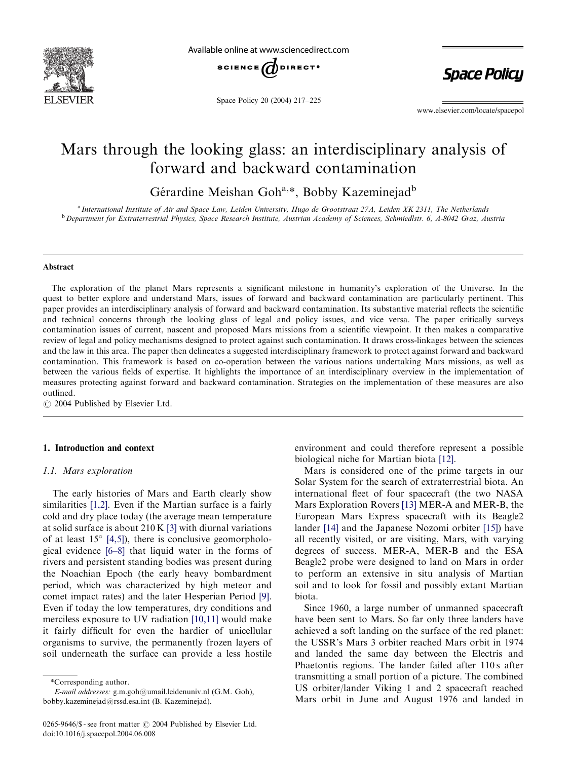# Mars through the looking glass: an interdisciplinary analysis of forward and backward contamination

Gérardine Meishan Goh[a,*], Bobby Kazeminejad[b]

[a] International Institute of Air and Space Law, Leiden University, Hugo de Grootstraat 27A, Leiden XK 2311, The Netherlands

[b] Department for Extraterrestrial Physics, Space Research Institute, Austrian Academy of Sciences, Schmiedlstr. 6, A-8042 Graz, Austria

## Abstract

The exploration of the planet Mars represents a significant milestone in humanity's exploration of the Universe. In the quest to better explore and understand Mars, issues of forward and backward contamination are particularly pertinent. This paper provides an interdisciplinary analysis of forward and backward contamination. Its substantive material reflects the scientific and technical concerns through the looking glass of legal and policy issues, and vice versa. The paper critically surveys contamination issues of current, nascent and proposed Mars missions from a scientific viewpoint. It then makes a comparative review of legal and policy mechanisms designed to protect against such contamination. It draws cross-linkages between the sciences and the law in this area. The paper then delineates a suggested interdisciplinary framework to protect against forward and backward contamination. This framework is based on co-operation between the various nations undertaking Mars missions, as well as between the various fields of expertise. It highlights the importance of an interdisciplinary overview in the implementation of measures protecting against forward and backward contamination. Strategies on the implementation of these measures are also outlined.

© 2004 Published by Elsevier Ltd.

## 1. Introduction and context

### 1.1. Mars exploration

The early histories of Mars and Earth clearly show similarities [1,2]. Even if the Martian surface is a fairly cold and dry place today (the average mean temperature at solid surface is about 210 K [3] with diurnal variations of at least 15° [4,5]), there is conclusive geomorphological evidence [6–8] that liquid water in the forms of rivers and persistent standing bodies was present during the Noachian Epoch (the early heavy bombardment period, which was characterized by high meteor and comet impact rates) and the later Hesperian Period [9]. Even if today the low temperatures, dry conditions and merciless exposure to UV radiation [10,11] would make it fairly difficult for even the hardier of unicellular organisms to survive, the permanently frozen layers of soil underneath the surface can provide a less hostile environment and could therefore represent a possible biological niche for Martian biota [12].

Mars is considered one of the prime targets in our Solar System for the search of extraterrestrial biota. An international fleet of four spacecraft (the two NASA Mars Exploration Rovers [13] MER-A and MER-B, the European Mars Express spacecraft with its Beagle2 lander [14] and the Japanese Nozomi orbiter [15]) have all recently visited, or are visiting, Mars, with varying degrees of success. MER-A, MER-B and the ESA Beagle2 probe were designed to land on Mars in order to perform an extensive in situ analysis of Martian soil and to look for fossil and possibly extant Martian biota.

Since 1960, a large number of unmanned spacecraft have been sent to Mars. So far only three landers have achieved a soft landing on the surface of the red planet: the USSR's Mars 3 orbiter reached Mars orbit in 1974 and landed the same day between the Electris and Phaetontis regions. The lander failed after 110 s after transmitting a small portion of a picture. The combined US orbiter/lander Viking 1 and 2 spacecraft reached Mars orbit in June and August 1976 and landed in

*Corresponding author.
E-mail addresses: g.m.goh@umail.leidenuniv.nl (G.M. Goh), bobby.kazeminejad@rssd.esa.int (B. Kazeminejad).

0265-9646/$ - see front matter © 2004 Published by Elsevier Ltd.
doi:10.1016/j.spacepol.2004.06.008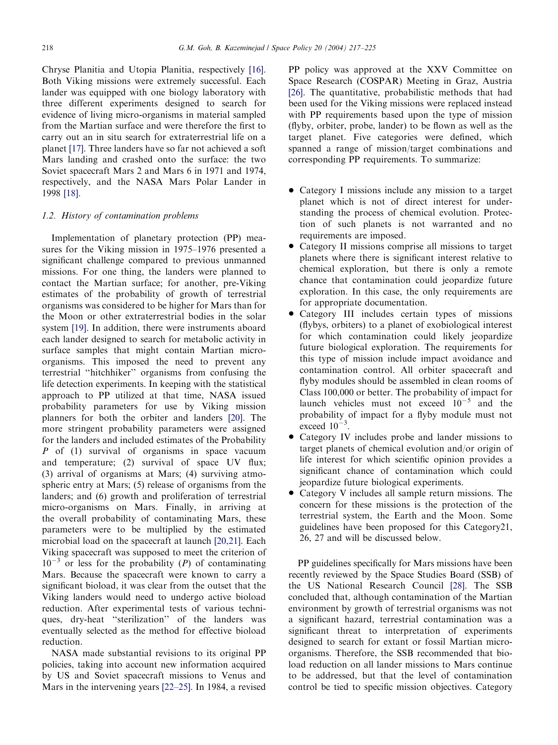Chryse Planitia and Utopia Planitia, respectively [16]. Both Viking missions were extremely successful. Each lander was equipped with one biology laboratory with three different experiments designed to search for evidence of living micro-organisms in material sampled from the Martian surface and were therefore the first to carry out an in situ search for extraterrestrial life on a planet [17]. Three landers have so far not achieved a soft Mars landing and crashed onto the surface: the two Soviet spacecraft Mars 2 and Mars 6 in 1971 and 1974, respectively, and the NASA Mars Polar Lander in 1998 [18].

### 1.2. History of contamination problems

Implementation of planetary protection (PP) measures for the Viking mission in 1975–1976 presented a significant challenge compared to previous unmanned missions. For one thing, the landers were planned to contact the Martian surface; for another, pre-Viking estimates of the probability of growth of terrestrial organisms was considered to be higher for Mars than for the Moon or other extraterrestrial bodies in the solar system [19]. In addition, there were instruments aboard each lander designed to search for metabolic activity in surface samples that might contain Martian micro-organisms. This imposed the need to prevent any terrestrial "hitchhiker" organisms from confusing the life detection experiments. In keeping with the statistical approach to PP utilized at that time, NASA issued probability parameters for use by Viking mission planners for both the orbiter and landers [20]. The more stringent probability parameters were assigned for the landers and included estimates of the Probability $P$ of (1) survival of organisms in space vacuum and temperature; (2) survival of space UV flux; (3) arrival of organisms at Mars; (4) surviving atmospheric entry at Mars; (5) release of organisms from the landers; and (6) growth and proliferation of terrestrial micro-organisms on Mars. Finally, in arriving at the overall probability of contaminating Mars, these parameters were to be multiplied by the estimated microbial load on the spacecraft at launch [20,21]. Each Viking spacecraft was supposed to meet the criterion of $10^{-3}$ or less for the probability ($P$) of contaminating Mars. Because the spacecraft were known to carry a significant bioload, it was clear from the outset that the Viking landers would need to undergo active bioload reduction. After experimental tests of various techniques, dry-heat "sterilization" of the landers was eventually selected as the method for effective bioload reduction.

NASA made substantial revisions to its original PP policies, taking into account new information acquired by US and Soviet spacecraft missions to Venus and Mars in the intervening years [22–25]. In 1984, a revised PP policy was approved at the XXV Committee on Space Research (COSPAR) Meeting in Graz, Austria [26]. The quantitative, probabilistic methods that had been used for the Viking missions were replaced instead with PP requirements based upon the type of mission (flyby, orbiter, probe, lander) to be flown as well as the target planet. Five categories were defined, which spanned a range of mission/target combinations and corresponding PP requirements. To summarize:

- Category I missions include any mission to a target planet which is not of direct interest for understanding the process of chemical evolution. Protection of such planets is not warranted and no requirements are imposed.
- Category II missions comprise all missions to target planets where there is significant interest relative to chemical exploration, but there is only a remote chance that contamination could jeopardize future exploration. In this case, the only requirements are for appropriate documentation.
- Category III includes certain types of missions (flybys, orbiters) to a planet of exobiological interest for which contamination could likely jeopardize future biological exploration. The requirements for this type of mission include impact avoidance and contamination control. All orbiter spacecraft and flyby modules should be assembled in clean rooms of Class 100,000 or better. The probability of impact for launch vehicles must not exceed $10^{-5}$ and the probability of impact for a flyby module must not exceed $10^{-3}$.
- Category IV includes probe and lander missions to target planets of chemical evolution and/or origin of life interest for which scientific opinion provides a significant chance of contamination which could jeopardize future biological experiments.
- Category V includes all sample return missions. The concern for these missions is the protection of the terrestrial system, the Earth and the Moon. Some guidelines have been proposed for this Category21, 26, 27 and will be discussed below.

PP guidelines specifically for Mars missions have been recently reviewed by the Space Studies Board (SSB) of the US National Research Council [28]. The SSB concluded that, although contamination of the Martian environment by growth of terrestrial organisms was not a significant hazard, terrestrial contamination was a significant threat to interpretation of experiments designed to search for extant or fossil Martian micro-organisms. Therefore, the SSB recommended that bioload reduction on all lander missions to Mars continue to be addressed, but that the level of contamination control be tied to specific mission objectives. Category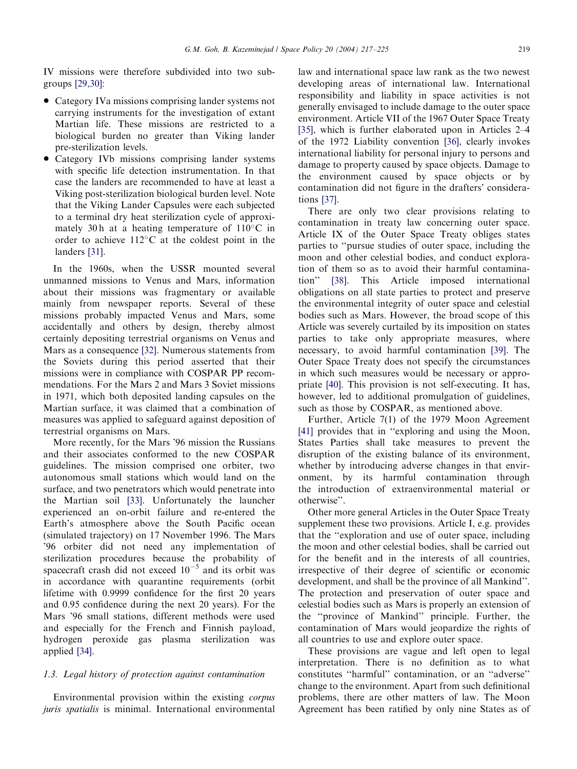IV missions were therefore subdivided into two subgroups [29,30]:

- Category IVa missions comprising lander systems not carrying instruments for the investigation of extant Martian life. These missions are restricted to a biological burden no greater than Viking lander pre-sterilization levels.
- Category IVb missions comprising lander systems with specific life detection instrumentation. In that case the landers are recommended to have at least a Viking post-sterilization biological burden level. Note that the Viking Lander Capsules were each subjected to a terminal dry heat sterilization cycle of approximately 30 h at a heating temperature of 110°C in order to achieve 112°C at the coldest point in the landers [31].

In the 1960s, when the USSR mounted several unmanned missions to Venus and Mars, information about their missions was fragmentary or available mainly from newspaper reports. Several of these missions probably impacted Venus and Mars, some accidentally and others by design, thereby almost certainly depositing terrestrial organisms on Venus and Mars as a consequence [32]. Numerous statements from the Soviets during this period asserted that their missions were in compliance with COSPAR PP recommendations. For the Mars 2 and Mars 3 Soviet missions in 1971, which both deposited landing capsules on the Martian surface, it was claimed that a combination of measures was applied to safeguard against deposition of terrestrial organisms on Mars.

More recently, for the Mars '96 mission the Russians and their associates conformed to the new COSPAR guidelines. The mission comprised one orbiter, two autonomous small stations which would land on the surface, and two penetrators which would penetrate into the Martian soil [33]. Unfortunately the launcher experienced an on-orbit failure and re-entered the Earth's atmosphere above the South Pacific ocean (simulated trajectory) on 17 November 1996. The Mars '96 orbiter did not need any implementation of sterilization procedures because the probability of spacecraft crash did not exceed $10^{-5}$ and its orbit was in accordance with quarantine requirements (orbit lifetime with 0.9999 confidence for the first 20 years and 0.95 confidence during the next 20 years). For the Mars '96 small stations, different methods were used and especially for the French and Finnish payload, hydrogen peroxide gas plasma sterilization was applied [34].

### 1.3. Legal history of protection against contamination

Environmental provision within the existing *corpus juris spatialis* is minimal. International environmental law and international space law rank as the two newest developing areas of international law. International responsibility and liability in space activities is not generally envisaged to include damage to the outer space environment. Article VII of the 1967 Outer Space Treaty [35], which is further elaborated upon in Articles 2–4 of the 1972 Liability convention [36], clearly invokes international liability for personal injury to persons and damage to property caused by space objects. Damage to the environment caused by space objects or by contamination did not figure in the drafters' considerations [37].

There are only two clear provisions relating to contamination in treaty law concerning outer space. Article IX of the Outer Space Treaty obliges states parties to "pursue studies of outer space, including the moon and other celestial bodies, and conduct exploration of them so as to avoid their harmful contamination" [38]. This Article imposed international obligations on all state parties to protect and preserve the environmental integrity of outer space and celestial bodies such as Mars. However, the broad scope of this Article was severely curtailed by its imposition on states parties to take only appropriate measures, where necessary, to avoid harmful contamination [39]. The Outer Space Treaty does not specify the circumstances in which such measures would be necessary or appropriate [40]. This provision is not self-executing. It has, however, led to additional promulgation of guidelines, such as those by COSPAR, as mentioned above.

Further, Article 7(1) of the 1979 Moon Agreement [41] provides that in "exploring and using the Moon, States Parties shall take measures to prevent the disruption of the existing balance of its environment, whether by introducing adverse changes in that environment, by its harmful contamination through the introduction of extraenvironmental material or otherwise".

Other more general Articles in the Outer Space Treaty supplement these two provisions. Article I, e.g. provides that the "exploration and use of outer space, including the moon and other celestial bodies, shall be carried out for the benefit and in the interests of all countries, irrespective of their degree of scientific or economic development, and shall be the province of all Mankind". The protection and preservation of outer space and celestial bodies such as Mars is properly an extension of the "province of Mankind" principle. Further, the contamination of Mars would jeopardize the rights of all countries to use and explore outer space.

These provisions are vague and left open to legal interpretation. There is no definition as to what constitutes "harmful" contamination, or an "adverse" change to the environment. Apart from such definitional problems, there are other matters of law. The Moon Agreement has been ratified by only nine States as of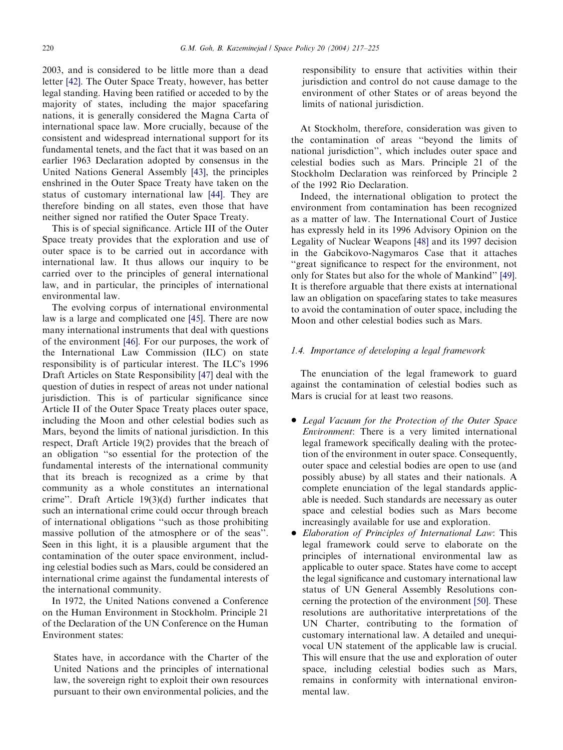2003, and is considered to be little more than a dead letter [42]. The Outer Space Treaty, however, has better legal standing. Having been ratified or acceded to by the majority of states, including the major spacefaring nations, it is generally considered the Magna Carta of international space law. More crucially, because of the consistent and widespread international support for its fundamental tenets, and the fact that it was based on an earlier 1963 Declaration adopted by consensus in the United Nations General Assembly [43], the principles enshrined in the Outer Space Treaty have taken on the status of customary international law [44]. They are therefore binding on all states, even those that have neither signed nor ratified the Outer Space Treaty.

This is of special significance. Article III of the Outer Space treaty provides that the exploration and use of outer space is to be carried out in accordance with international law. It thus allows our inquiry to be carried over to the principles of general international law, and in particular, the principles of international environmental law.

The evolving corpus of international environmental law is a large and complicated one [45]. There are now many international instruments that deal with questions of the environment [46]. For our purposes, the work of the International Law Commission (ILC) on state responsibility is of particular interest. The ILC's 1996 Draft Articles on State Responsibility [47] deal with the question of duties in respect of areas not under national jurisdiction. This is of particular significance since Article II of the Outer Space Treaty places outer space, including the Moon and other celestial bodies such as Mars, beyond the limits of national jurisdiction. In this respect, Draft Article 19(2) provides that the breach of an obligation "so essential for the protection of the fundamental interests of the international community that its breach is recognized as a crime by that community as a whole constitutes an international crime". Draft Article 19(3)(d) further indicates that such an international crime could occur through breach of international obligations "such as those prohibiting massive pollution of the atmosphere or of the seas". Seen in this light, it is a plausible argument that the contamination of the outer space environment, including celestial bodies such as Mars, could be considered an international crime against the fundamental interests of the international community.

In 1972, the United Nations convened a Conference on the Human Environment in Stockholm. Principle 21 of the Declaration of the UN Conference on the Human Environment states:

> States have, in accordance with the Charter of the United Nations and the principles of international law, the sovereign right to exploit their own resources pursuant to their own environmental policies, and the responsibility to ensure that activities within their jurisdiction and control do not cause damage to the environment of other States or of areas beyond the limits of national jurisdiction.

At Stockholm, therefore, consideration was given to the contamination of areas "beyond the limits of national jurisdiction", which includes outer space and celestial bodies such as Mars. Principle 21 of the Stockholm Declaration was reinforced by Principle 2 of the 1992 Rio Declaration.

Indeed, the international obligation to protect the environment from contamination has been recognized as a matter of law. The International Court of Justice has expressly held in its 1996 Advisory Opinion on the Legality of Nuclear Weapons [48] and its 1997 decision in the Gabcikovo-Nagymaros Case that it attaches "great significance to respect for the environment, not only for States but also for the whole of Mankind" [49]. It is therefore arguable that there exists at international law an obligation on spacefaring states to take measures to avoid the contamination of outer space, including the Moon and other celestial bodies such as Mars.

### *1.4. Importance of developing a legal framework*

The enunciation of the legal framework to guard against the contamination of celestial bodies such as Mars is crucial for at least two reasons.

- *Legal Vacuum for the Protection of the Outer Space Environment*: There is a very limited international legal framework specifically dealing with the protection of the environment in outer space. Consequently, outer space and celestial bodies are open to use (and possibly abuse) by all states and their nationals. A complete enunciation of the legal standards applicable is needed. Such standards are necessary as outer space and celestial bodies such as Mars become increasingly available for use and exploration.
- *Elaboration of Principles of International Law*: This legal framework could serve to elaborate on the principles of international environmental law as applicable to outer space. States have come to accept the legal significance and customary international law status of UN General Assembly Resolutions concerning the protection of the environment [50]. These resolutions are authoritative interpretations of the UN Charter, contributing to the formation of customary international law. A detailed and unequivocal UN statement of the applicable law is crucial. This will ensure that the use and exploration of outer space, including celestial bodies such as Mars, remains in conformity with international environmental law.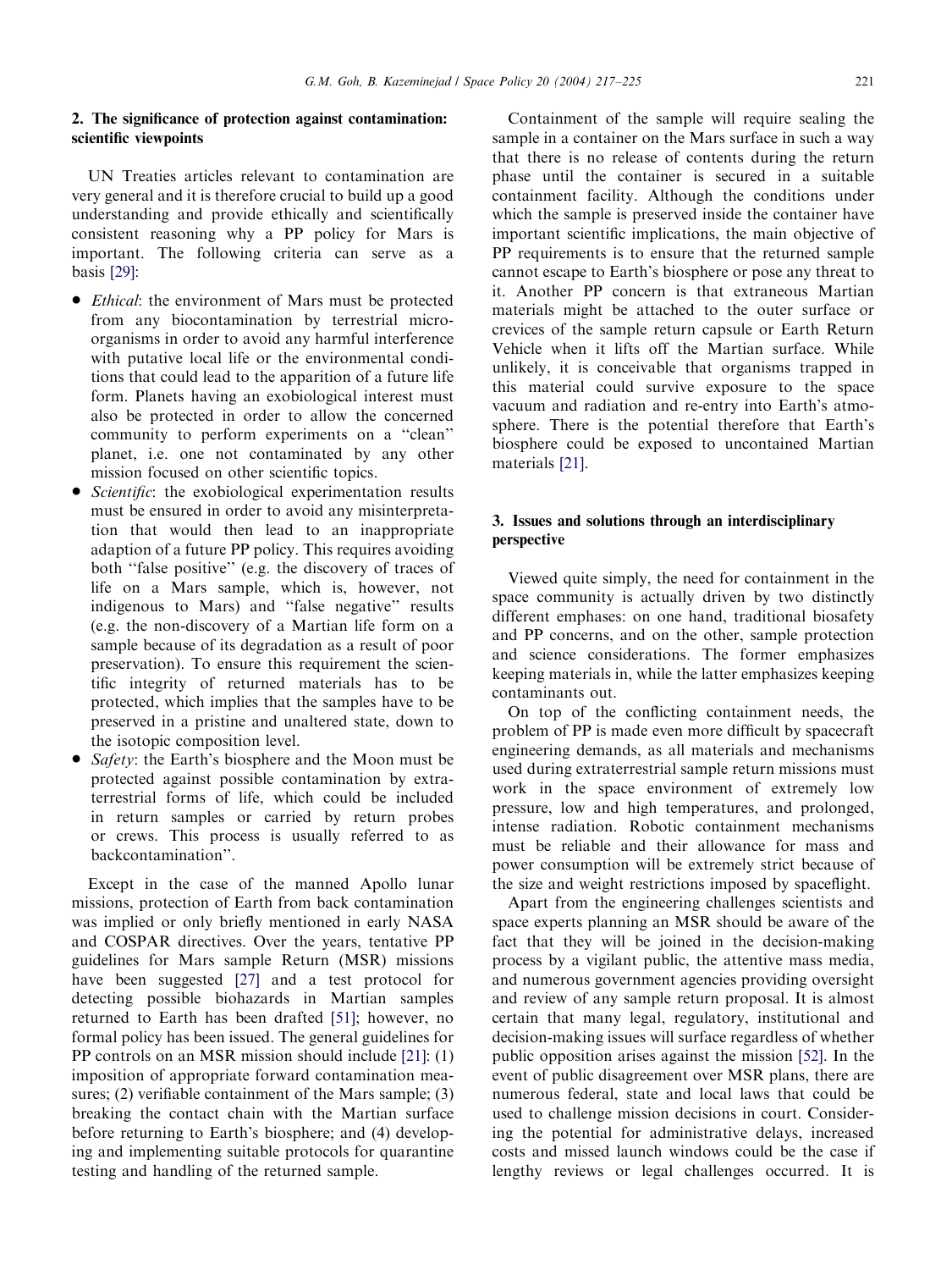## 2. The significance of protection against contamination: scientific viewpoints

UN Treaties articles relevant to contamination are very general and it is therefore crucial to build up a good understanding and provide ethically and scientifically consistent reasoning why a PP policy for Mars is important. The following criteria can serve as a basis [29]:

- *Ethical*: the environment of Mars must be protected from any biocontamination by terrestrial microorganisms in order to avoid any harmful interference with putative local life or the environmental conditions that could lead to the apparition of a future life form. Planets having an exobiological interest must also be protected in order to allow the concerned community to perform experiments on a "clean" planet, i.e. one not contaminated by any other mission focused on other scientific topics.
- *Scientific*: the exobiological experimentation results must be ensured in order to avoid any misinterpretation that would then lead to an inappropriate adaption of a future PP policy. This requires avoiding both "false positive" (e.g. the discovery of traces of life on a Mars sample, which is, however, not indigenous to Mars) and "false negative" results (e.g. the non-discovery of a Martian life form on a sample because of its degradation as a result of poor preservation). To ensure this requirement the scientific integrity of returned materials has to be protected, which implies that the samples have to be preserved in a pristine and unaltered state, down to the isotopic composition level.
- *Safety*: the Earth's biosphere and the Moon must be protected against possible contamination by extraterrestrial forms of life, which could be included in return samples or carried by return probes or crews. This process is usually referred to as backcontamination".

Except in the case of the manned Apollo lunar missions, protection of Earth from back contamination was implied or only briefly mentioned in early NASA and COSPAR directives. Over the years, tentative PP guidelines for Mars sample Return (MSR) missions have been suggested [27] and a test protocol for detecting possible biohazards in Martian samples returned to Earth has been drafted [51]; however, no formal policy has been issued. The general guidelines for PP controls on an MSR mission should include [21]: (1) imposition of appropriate forward contamination measures; (2) verifiable containment of the Mars sample; (3) breaking the contact chain with the Martian surface before returning to Earth's biosphere; and (4) developing and implementing suitable protocols for quarantine testing and handling of the returned sample.

Containment of the sample will require sealing the sample in a container on the Mars surface in such a way that there is no release of contents during the return phase until the container is secured in a suitable containment facility. Although the conditions under which the sample is preserved inside the container have important scientific implications, the main objective of PP requirements is to ensure that the returned sample cannot escape to Earth's biosphere or pose any threat to it. Another PP concern is that extraneous Martian materials might be attached to the outer surface or crevices of the sample return capsule or Earth Return Vehicle when it lifts off the Martian surface. While unlikely, it is conceivable that organisms trapped in this material could survive exposure to the space vacuum and radiation and re-entry into Earth's atmosphere. There is the potential therefore that Earth's biosphere could be exposed to uncontained Martian materials [21].

## 3. Issues and solutions through an interdisciplinary perspective

Viewed quite simply, the need for containment in the space community is actually driven by two distinctly different emphases: on one hand, traditional biosafety and PP concerns, and on the other, sample protection and science considerations. The former emphasizes keeping materials in, while the latter emphasizes keeping contaminants out.

On top of the conflicting containment needs, the problem of PP is made even more difficult by spacecraft engineering demands, as all materials and mechanisms used during extraterrestrial sample return missions must work in the space environment of extremely low pressure, low and high temperatures, and prolonged, intense radiation. Robotic containment mechanisms must be reliable and their allowance for mass and power consumption will be extremely strict because of the size and weight restrictions imposed by spaceflight.

Apart from the engineering challenges scientists and space experts planning an MSR should be aware of the fact that they will be joined in the decision-making process by a vigilant public, the attentive mass media, and numerous government agencies providing oversight and review of any sample return proposal. It is almost certain that many legal, regulatory, institutional and decision-making issues will surface regardless of whether public opposition arises against the mission [52]. In the event of public disagreement over MSR plans, there are numerous federal, state and local laws that could be used to challenge mission decisions in court. Considering the potential for administrative delays, increased costs and missed launch windows could be the case if lengthy reviews or legal challenges occurred. It is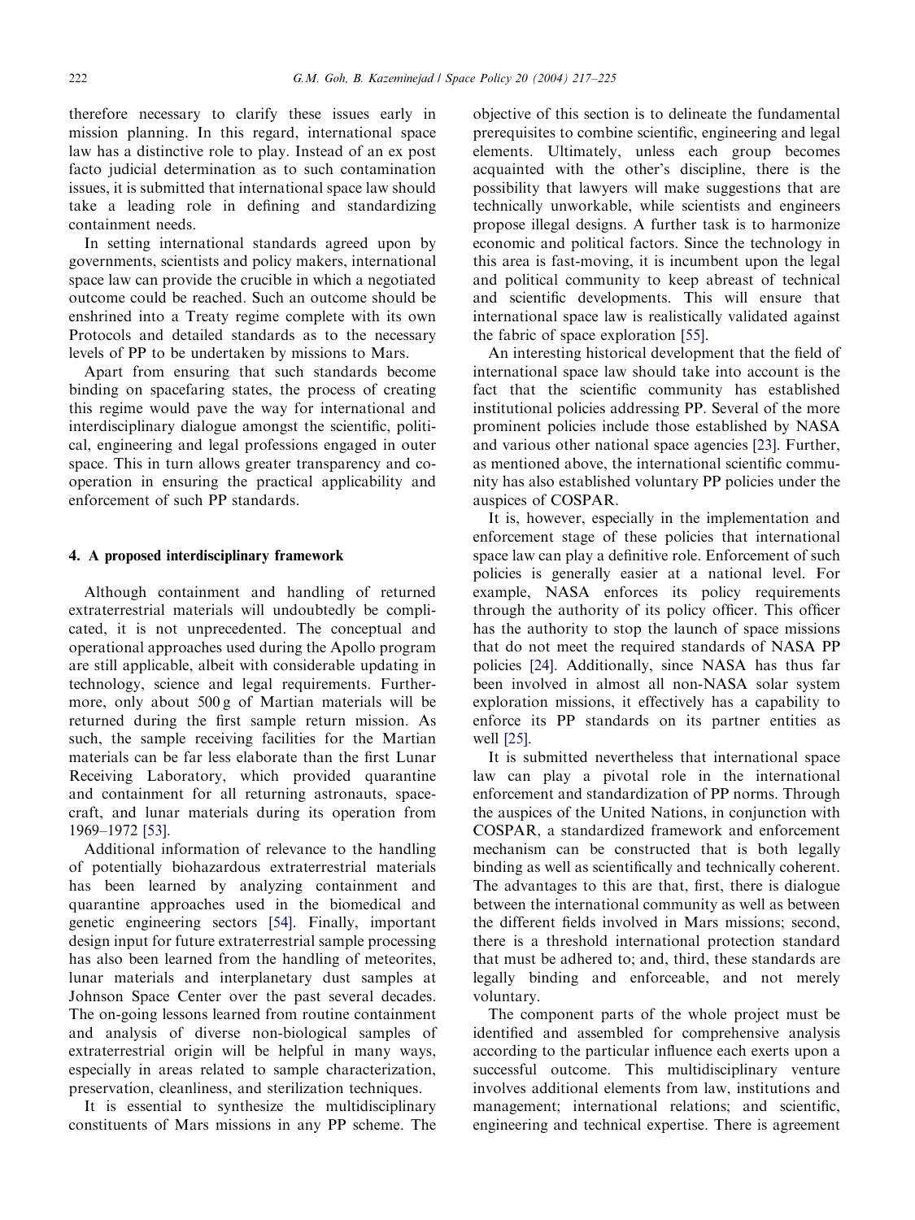therefore necessary to clarify these issues early in mission planning. In this regard, international space law has a distinctive role to play. Instead of an ex post facto judicial determination as to such contamination issues, it is submitted that international space law should take a leading role in defining and standardizing containment needs.

In setting international standards agreed upon by governments, scientists and policy makers, international space law can provide the crucible in which a negotiated outcome could be reached. Such an outcome should be enshrined into a Treaty regime complete with its own Protocols and detailed standards as to the necessary levels of PP to be undertaken by missions to Mars.

Apart from ensuring that such standards become binding on spacefaring states, the process of creating this regime would pave the way for international and interdisciplinary dialogue amongst the scientific, political, engineering and legal professions engaged in outer space. This in turn allows greater transparency and co-operation in ensuring the practical applicability and enforcement of such PP standards.

## 4. A proposed interdisciplinary framework

Although containment and handling of returned extraterrestrial materials will undoubtedly be complicated, it is not unprecedented. The conceptual and operational approaches used during the Apollo program are still applicable, albeit with considerable updating in technology, science and legal requirements. Furthermore, only about 500 g of Martian materials will be returned during the first sample return mission. As such, the sample receiving facilities for the Martian materials can be far less elaborate than the first Lunar Receiving Laboratory, which provided quarantine and containment for all returning astronauts, spacecraft, and lunar materials during its operation from 1969–1972 [53].

Additional information of relevance to the handling of potentially biohazardous extraterrestrial materials has been learned by analyzing containment and quarantine approaches used in the biomedical and genetic engineering sectors [54]. Finally, important design input for future extraterrestrial sample processing has also been learned from the handling of meteorites, lunar materials and interplanetary dust samples at Johnson Space Center over the past several decades. The on-going lessons learned from routine containment and analysis of diverse non-biological samples of extraterrestrial origin will be helpful in many ways, especially in areas related to sample characterization, preservation, cleanliness, and sterilization techniques.

It is essential to synthesize the multidisciplinary constituents of Mars missions in any PP scheme. The objective of this section is to delineate the fundamental prerequisites to combine scientific, engineering and legal elements. Ultimately, unless each group becomes acquainted with the other's discipline, there is the possibility that lawyers will make suggestions that are technically unworkable, while scientists and engineers propose illegal designs. A further task is to harmonize economic and political factors. Since the technology in this area is fast-moving, it is incumbent upon the legal and political community to keep abreast of technical and scientific developments. This will ensure that international space law is realistically validated against the fabric of space exploration [55].

An interesting historical development that the field of international space law should take into account is the fact that the scientific community has established institutional policies addressing PP. Several of the more prominent policies include those established by NASA and various other national space agencies [23]. Further, as mentioned above, the international scientific community has also established voluntary PP policies under the auspices of COSPAR.

It is, however, especially in the implementation and enforcement stage of these policies that international space law can play a definitive role. Enforcement of such policies is generally easier at a national level. For example, NASA enforces its policy requirements through the authority of its policy officer. This officer has the authority to stop the launch of space missions that do not meet the required standards of NASA PP policies [24]. Additionally, since NASA has thus far been involved in almost all non-NASA solar system exploration missions, it effectively has a capability to enforce its PP standards on its partner entities as well [25].

It is submitted nevertheless that international space law can play a pivotal role in the international enforcement and standardization of PP norms. Through the auspices of the United Nations, in conjunction with COSPAR, a standardized framework and enforcement mechanism can be constructed that is both legally binding as well as scientifically and technically coherent. The advantages to this are that, first, there is dialogue between the international community as well as between the different fields involved in Mars missions; second, there is a threshold international protection standard that must be adhered to; and, third, these standards are legally binding and enforceable, and not merely voluntary.

The component parts of the whole project must be identified and assembled for comprehensive analysis according to the particular influence each exerts upon a successful outcome. This multidisciplinary venture involves additional elements from law, institutions and management; international relations; and scientific, engineering and technical expertise. There is agreement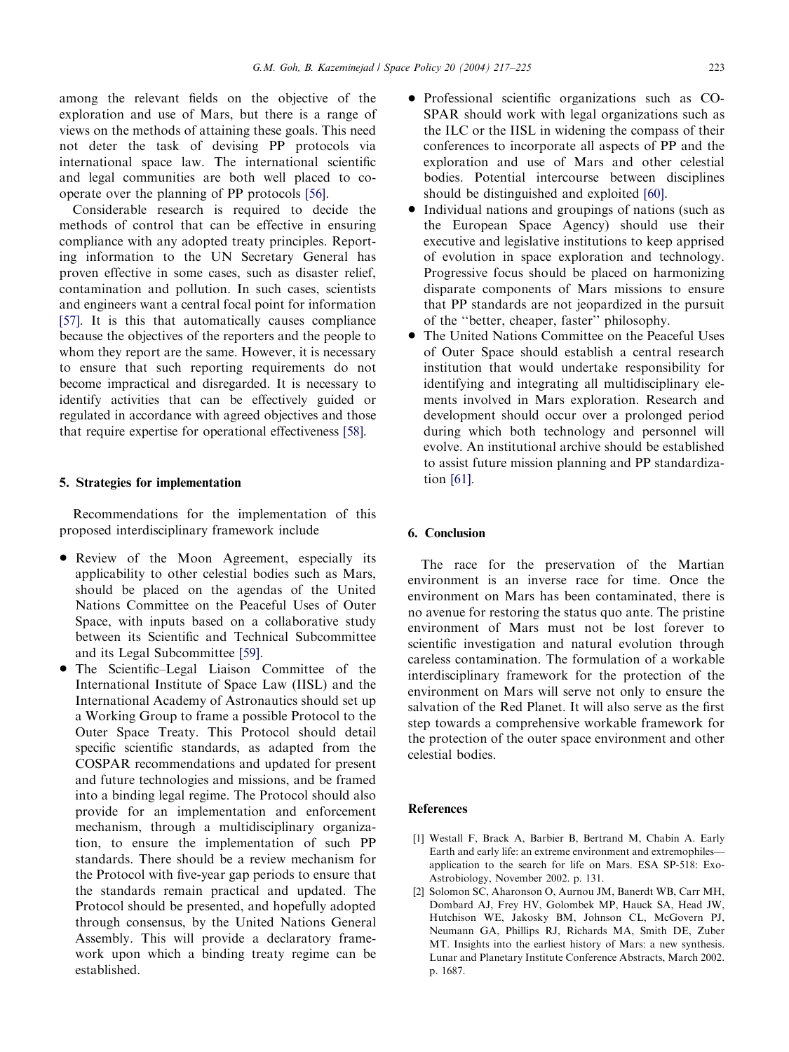among the relevant fields on the objective of the exploration and use of Mars, but there is a range of views on the methods of attaining these goals. This need not deter the task of devising PP protocols via international space law. The international scientific and legal communities are both well placed to co-operate over the planning of PP protocols [56].

Considerable research is required to decide the methods of control that can be effective in ensuring compliance with any adopted treaty principles. Reporting information to the UN Secretary General has proven effective in some cases, such as disaster relief, contamination and pollution. In such cases, scientists and engineers want a central focal point for information [57]. It is this that automatically causes compliance because the objectives of the reporters and the people to whom they report are the same. However, it is necessary to ensure that such reporting requirements do not become impractical and disregarded. It is necessary to identify activities that can be effectively guided or regulated in accordance with agreed objectives and those that require expertise for operational effectiveness [58].

## 5. Strategies for implementation

Recommendations for the implementation of this proposed interdisciplinary framework include

- Review of the Moon Agreement, especially its applicability to other celestial bodies such as Mars, should be placed on the agendas of the United Nations Committee on the Peaceful Uses of Outer Space, with inputs based on a collaborative study between its Scientific and Technical Subcommittee and its Legal Subcommittee [59].
- The Scientific–Legal Liaison Committee of the International Institute of Space Law (IISL) and the International Academy of Astronautics should set up a Working Group to frame a possible Protocol to the Outer Space Treaty. This Protocol should detail specific scientific standards, as adapted from the COSPAR recommendations and updated for present and future technologies and missions, and be framed into a binding legal regime. The Protocol should also provide for an implementation and enforcement mechanism, through a multidisciplinary organization, to ensure the implementation of such PP standards. There should be a review mechanism for the Protocol with five-year gap periods to ensure that the standards remain practical and updated. The Protocol should be presented, and hopefully adopted through consensus, by the United Nations General Assembly. This will provide a declaratory framework upon which a binding treaty regime can be established.
- Professional scientific organizations such as COSPAR should work with legal organizations such as the ILC or the IISL in widening the compass of their conferences to incorporate all aspects of PP and the exploration and use of Mars and other celestial bodies. Potential intercourse between disciplines should be distinguished and exploited [60].
- Individual nations and groupings of nations (such as the European Space Agency) should use their executive and legislative institutions to keep apprised of evolution in space exploration and technology. Progressive focus should be placed on harmonizing disparate components of Mars missions to ensure that PP standards are not jeopardized in the pursuit of the "better, cheaper, faster" philosophy.
- The United Nations Committee on the Peaceful Uses of Outer Space should establish a central research institution that would undertake responsibility for identifying and integrating all multidisciplinary elements involved in Mars exploration. Research and development should occur over a prolonged period during which both technology and personnel will evolve. An institutional archive should be established to assist future mission planning and PP standardization [61].

## 6. Conclusion

The race for the preservation of the Martian environment is an inverse race for time. Once the environment on Mars has been contaminated, there is no avenue for restoring the status quo ante. The pristine environment of Mars must not be lost forever to scientific investigation and natural evolution through careless contamination. The formulation of a workable interdisciplinary framework for the protection of the environment on Mars will serve not only to ensure the salvation of the Red Planet. It will also serve as the first step towards a comprehensive workable framework for the protection of the outer space environment and other celestial bodies.

## References

[1] Westall F, Brack A, Barbier B, Bertrand M, Chabin A. Early Earth and early life: an extreme environment and extremophiles—application to the search for life on Mars. ESA SP-518: Exo-Astrobiology, November 2002. p. 131.

[2] Solomon SC, Aharonson O, Aurnou JM, Banerdt WB, Carr MH, Dombard AJ, Frey HV, Golombek MP, Hauck SA, Head JW, Hutchison WE, Jakosky BM, Johnson CL, McGovern PJ, Neumann GA, Phillips RJ, Richards MA, Smith DE, Zuber MT. Insights into the earliest history of Mars: a new synthesis. Lunar and Planetary Institute Conference Abstracts, March 2002. p. 1687.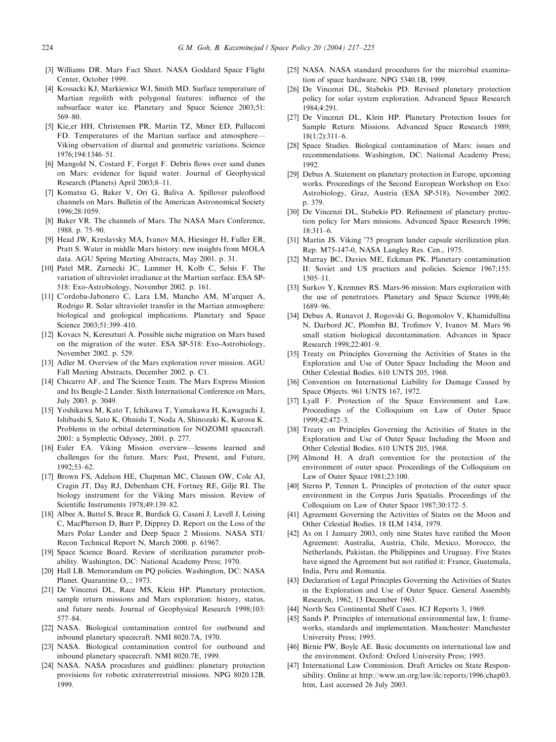[3] Williams DR. Mars Fact Sheet. NASA Goddard Space Flight Center, October 1999.

[4] Kossacki KJ, Markiewicz WJ, Smith MD. Surface temperature of Martian regolith with polygonal features: influence of the subsurface water ice. Planetary and Space Science 2003;51: 569–80.

[5] Kie_er HH, Christensen PR, Martin TZ, Miner ED, Palluconi FD. Temperatures of the Martian surface and atmosphere—Viking observation of diurnal and geometric variations. Science 1976;194:1346–51.

[6] Mangold N, Costard F, Forget F. Debris flows over sand dunes on Mars: evidence for liquid water. Journal of Geophysical Research (Planets) April 2003;8–11.

[7] Komatsu G, Baker V, Ori G, Baliva A. Spillover paleoflood channels on Mars. Bulletin of the American Astronomical Society 1996;28:1059.

[8] Baker VR. The channels of Mars. The NASA Mars Conference, 1988. p. 75–90.

[9] Head JW, Kreslavsky MA, Ivanov MA, Hiesinger H, Fuller ER, Pratt S. Water in middle Mars history: new insights from MOLA data. AGU Spring Meeting Abstracts, May 2001. p. 31.

[10] Patel MR, Zarnecki JC, Lammer H, Kolb C, Selsis F. The variation of ultraviolet irradiance at the Martian surface. ESA SP-518: Exo-Astrobiology, November 2002. p. 161.

[11] C'ordoba-Jabonero C, Lara LM, Mancho AM, M'arquez A, Rodrigo R. Solar ultraviolet transfer in the Martian atmosphere: biological and geological implications. Planetary and Space Science 2003;51:399–410.

[12] Kovacs N, Kereszturi A. Possible niche migration on Mars based on the migration of the water. ESA SP-518: Exo-Astrobiology, November 2002. p. 529.

[13] Adler M. Overview of the Mars exploration rover mission. AGU Fall Meeting Abstracts, December 2002. p. C1.

[14] Chicarro AF, and The Science Team. The Mars Express Mission and Its Beagle-2 Lander. Sixth International Conference on Mars, July 2003. p. 3049.

[15] Yoshikawa M, Kato T, Ichikawa T, Yamakawa H, Kawaguchi J, Ishibashi S, Sato K, Ohnishi T, Noda A, Shinozaki K, Kurosu K. Problems in the orbital determination for NOZOMI spacecraft. 2001: a Symplectic Odyssey, 2001. p. 277.

[16] Euler EA. Viking Mission overview—lessons learned and challenges for the future. Mars: Past, Present, and Future, 1992;53–62.

[17] Brown FS, Adelson HE, Chapman MC, Clausen OW, Cole AJ, Cragin JT, Day RJ, Debenham CH, Fortney RE, Gilje RI. The biology instrument for the Viking Mars mission. Review of Scientific Instruments 1978;49:139–82.

[18] Albee A, Battel S, Brace R, Burdick G, Casani J, Lavell J, Leising C, MacPherson D, Burr P, Dipprey D. Report on the Loss of the Mars Polar Lander and Deep Space 2 Missions. NASA STI/Recon Technical Report N, March 2000. p. 61967.

[19] Space Science Board. Review of sterilization parameter probability. Washington, DC: National Academy Press; 1970.

[20] Hall LB. Memorandum on PQ policies. Washington, DC: NASA Planet. Quarantine O_.; 1973.

[21] De Vincenzi DL, Race MS, Klein HP. Planetary protection, sample return missions and Mars exploration: history, status, and future needs. Journal of Geophysical Research 1998;103: 577–84.

[22] NASA. Biological contamination control for outbound and inbound planetary spacecraft. NMI 8020.7A, 1970.

[23] NASA. Biological contamination control for outbound and inbound planetary spacecraft. NMI 8020.7E, 1999.

[24] NASA. NASA procedures and guidlines: planetary protection provisions for robotic extraterrestrial missions. NPG 8020.12B, 1999.

[25] NASA. NASA standard procedures for the microbial examination of space hardware. NPG 5340.1B, 1999.

[26] De Vincenzi DL, Stabekis PD. Revised planetary protection policy for solar system exploration. Advanced Space Research 1984;4:291.

[27] De Vincenzi DL, Klein HP. Planetary Protection Issues for Sample Return Missions. Advanced Space Research 1989; 18(1/2):311–6.

[28] Space Studies. Biological contamination of Mars: issues and recommendations. Washington, DC: National Academy Press; 1992.

[29] Debus A. Statement on planetary protection in Europe, upcoming works. Proceedings of the Second European Workshop on Exo/Astrobiology, Graz, Austria (ESA SP-518), November 2002. p. 379.

[30] De Vincenzi DL, Stabekis PD. Refinement of planetary protection policy for Mars missions. Advanced Space Research 1996; 18:311–6.

[31] Martin JS. Viking '75 program lander capsule sterilization plan. Rep. M75-147-0, NASA Langley Res. Cen., 1975.

[32] Murray BC, Davies ME, Eckman PK. Planetary contamination II: Soviet and US practices and policies. Science 1967;155: 1505–11.

[33] Surkov Y, Kremnev RS. Mars-96 mission: Mars exploration with the use of penetrators. Planetary and Space Science 1998;46: 1689–96.

[34] Debus A, Runavot J, Rogovski G, Bogomolov V, Khamidullina N, Darbord JC, Plombin BJ, Trofimov V, Ivanov M. Mars 96 small station biological decontamination. Advances in Space Research 1998;22:401–9.

[35] Treaty on Principles Governing the Activities of States in the Exploration and Use of Outer Space Including the Moon and Other Celestial Bodies. 610 UNTS 205, 1968.

[36] Convention on International Liability for Damage Caused by Space Objects. 961 UNTS 167, 1972.

[37] Lyall F. Protection of the Space Environment and Law. Proceedings of the Colloquium on Law of Outer Space 1999;42:472–3.

[38] Treaty on Principles Governing the Activities of States in the Exploration and Use of Outer Space Including the Moon and Other Celestial Bodies. 610 UNTS 205, 1968.

[39] Almond H. A draft convention for the protection of the environment of outer space. Proceedings of the Colloquium on Law of Outer Space 1981;23:100.

[40] Sterns P, Tennen L. Principles of protection of the outer space environment in the Corpus Juris Spatialis. Proceedings of the Colloquium on Law of Outer Space 1987;30:172–5.

[41] Agreement Governing the Activities of States on the Moon and Other Celestial Bodies. 18 ILM 1434, 1979.

[42] As on 1 January 2003, only nine States have ratified the Moon Agreement: Australia, Austria, Chile, Mexico, Morocco, the Netherlands, Pakistan, the Philippines and Uruguay. Five States have signed the Agreement but not ratified it: France, Guatemala, India, Peru and Romania.

[43] Declaration of Legal Principles Governing the Activities of States in the Exploration and Use of Outer Space. General Assembly Research, 1962, 13 December 1963.

[44] North Sea Continental Shelf Cases. ICJ Reports 3, 1969.

[45] Sands P. Principles of international environmental law, I: frameworks, standards and implementation. Manchester: Manchester University Press; 1995.

[46] Birnie PW, Boyle AE. Basic documents on international law and the environment. Oxford: Oxford University Press; 1995.

[47] International Law Commission. Draft Articles on State Responsibility. Online at http://www.un.org/law/ilc/reports/1996/chap03.htm, Last accessed 26 July 2003.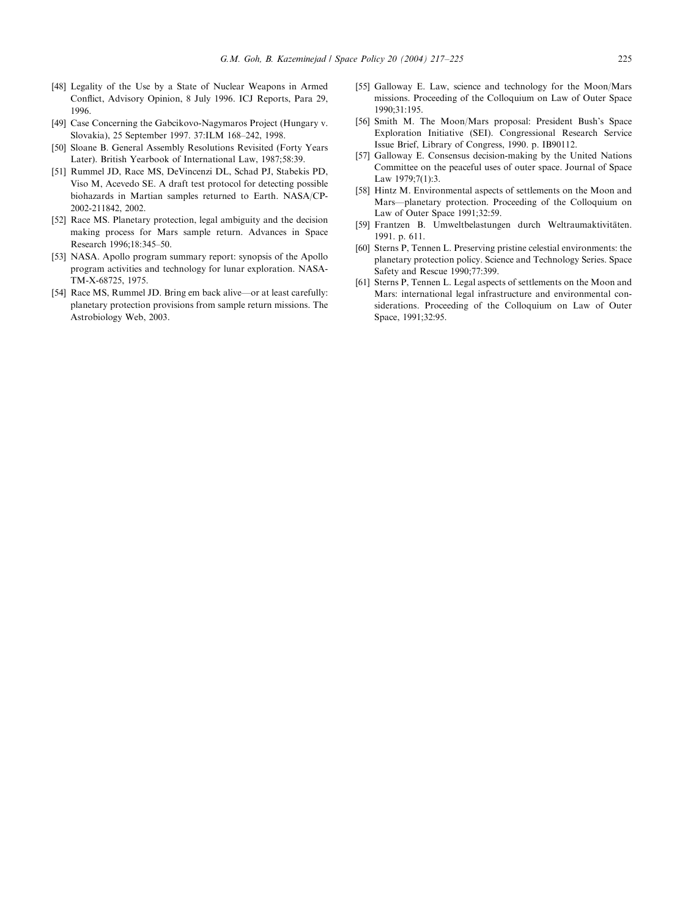[48] Legality of the Use by a State of Nuclear Weapons in Armed Conflict, Advisory Opinion, 8 July 1996. ICJ Reports, Para 29, 1996.

[49] Case Concerning the Gabcikovo-Nagymaros Project (Hungary v. Slovakia), 25 September 1997. 37:ILM 168–242, 1998.

[50] Sloane B. General Assembly Resolutions Revisited (Forty Years Later). British Yearbook of International Law, 1987;58:39.

[51] Rummel JD, Race MS, DeVincenzi DL, Schad PJ, Stabekis PD, Viso M, Acevedo SE. A draft test protocol for detecting possible biohazards in Martian samples returned to Earth. NASA/CP-2002-211842, 2002.

[52] Race MS. Planetary protection, legal ambiguity and the decision making process for Mars sample return. Advances in Space Research 1996;18:345–50.

[53] NASA. Apollo program summary report: synopsis of the Apollo program activities and technology for lunar exploration. NASA-TM-X-68725, 1975.

[54] Race MS, Rummel JD. Bring em back alive—or at least carefully: planetary protection provisions from sample return missions. The Astrobiology Web, 2003.

[55] Galloway E. Law, science and technology for the Moon/Mars missions. Proceeding of the Colloquium on Law of Outer Space 1990;31:195.

[56] Smith M. The Moon/Mars proposal: President Bush's Space Exploration Initiative (SEI). Congressional Research Service Issue Brief, Library of Congress, 1990. p. IB90112.

[57] Galloway E. Consensus decision-making by the United Nations Committee on the peaceful uses of outer space. Journal of Space Law 1979;7(1):3.

[58] Hintz M. Environmental aspects of settlements on the Moon and Mars—planetary protection. Proceeding of the Colloquium on Law of Outer Space 1991;32:59.

[59] Frantzen B. Umweltbelastungen durch Weltraumaktivitäten. 1991. p. 611.

[60] Sterns P, Tennen L. Preserving pristine celestial environments: the planetary protection policy. Science and Technology Series. Space Safety and Rescue 1990;77:399.

[61] Sterns P, Tennen L. Legal aspects of settlements on the Moon and Mars: international legal infrastructure and environmental considerations. Proceeding of the Colloquium on Law of Outer Space, 1991;32:95.